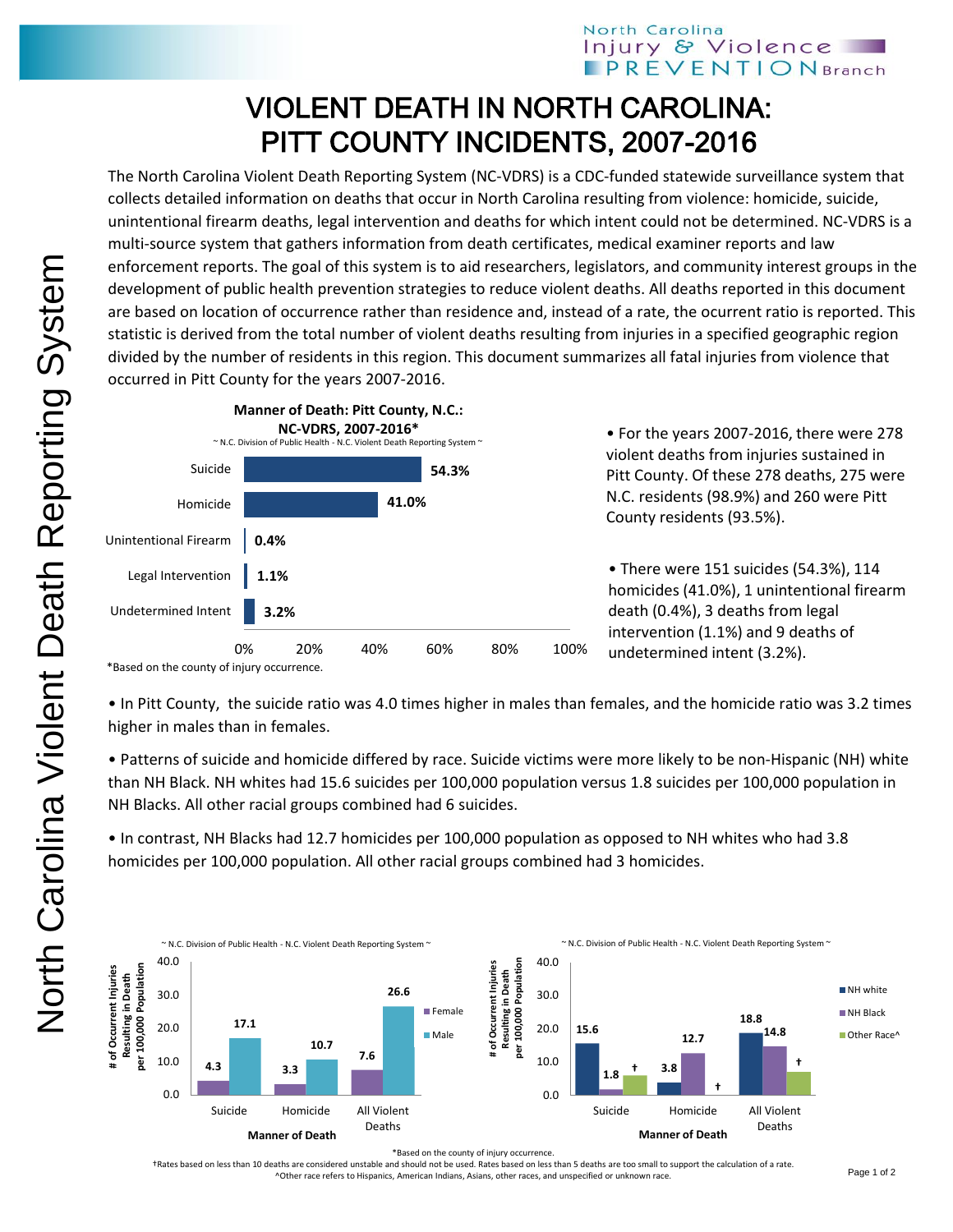# VIOLENT DEATH IN NORTH CAROLINA: PITT COUNTY INCIDENTS, 2007-2016

The North Carolina Violent Death Reporting System (NC-VDRS) is a CDC-funded statewide surveillance system that collects detailed information on deaths that occur in North Carolina resulting from violence: homicide, suicide, unintentional firearm deaths, legal intervention and deaths for which intent could not be determined. NC-VDRS is a multi-source system that gathers information from death certificates, medical examiner reports and law enforcement reports. The goal of this system is to aid researchers, legislators, and community interest groups in the development of public health prevention strategies to reduce violent deaths. All deaths reported in this document are based on location of occurrence rather than residence and, instead of a rate, the ocurrent ratio is reported. This statistic is derived from the total number of violent deaths resulting from injuries in a specified geographic region divided by the number of residents in this region. This document summarizes all fatal injuries from violence that occurred in Pitt County for the years 2007-2016.

**Manner of Death: Pitt County, N.C.: NC-VDRS, 2007-2016***

~ N.C. Division of Public Health - N.C. Violent Death Reporting System ~

| Manner of Death | Percent |
|---|---|
| Suicide | 54.3% |
| Homicide | 41.0% |
| Unintentional Firearm | 0.4% |
| Legal Intervention | 1.1% |
| Undetermined Intent | 3.2% |

*Based on the county of injury occurrence.

- For the years 2007-2016, there were 278 violent deaths from injuries sustained in Pitt County. Of these 278 deaths, 275 were N.C. residents (98.9%) and 260 were Pitt County residents (93.5%).

- There were 151 suicides (54.3%), 114 homicides (41.0%), 1 unintentional firearm death (0.4%), 3 deaths from legal intervention (1.1%) and 9 deaths of undetermined intent (3.2%).

- In Pitt County, the suicide ratio was 4.0 times higher in males than females, and the homicide ratio was 3.2 times higher in males than in females.

- Patterns of suicide and homicide differed by race. Suicide victims were more likely to be non-Hispanic (NH) white than NH Black. NH whites had 15.6 suicides per 100,000 population versus 1.8 suicides per 100,000 population in NH Blacks. All other racial groups combined had 6 suicides.

- In contrast, NH Blacks had 12.7 homicides per 100,000 population as opposed to NH whites who had 3.8 homicides per 100,000 population. All other racial groups combined had 3 homicides.

~ N.C. Division of Public Health - N.C. Violent Death Reporting System ~

# of Occurrent Injuries Resulting in Death per 100,000 Population, by Manner of Death

| Manner of Death | Female | Male |
|---|---|---|
| Suicide | 4.3 | 17.1 |
| Homicide | 3.3 | 10.7 |
| All Violent Deaths | 7.6 | 26.6 |

~ N.C. Division of Public Health - N.C. Violent Death Reporting System ~

# of Occurrent Injuries Resulting in Death per 100,000 Population, by Manner of Death

| Manner of Death | NH white | NH Black | Other Race^ |
|---|---|---|---|
| Suicide | 15.6 | 1.8 | † |
| Homicide | 3.8 | 12.7 | † |
| All Violent Deaths | 18.8 | 14.8 | † |

*Based on the county of injury occurrence.

†Rates based on less than 10 deaths are considered unstable and should not be used. Rates based on less than 5 deaths are too small to support the calculation of a rate.

^Other race refers to Hispanics, American Indians, Asians, other races, and unspecified or unknown race.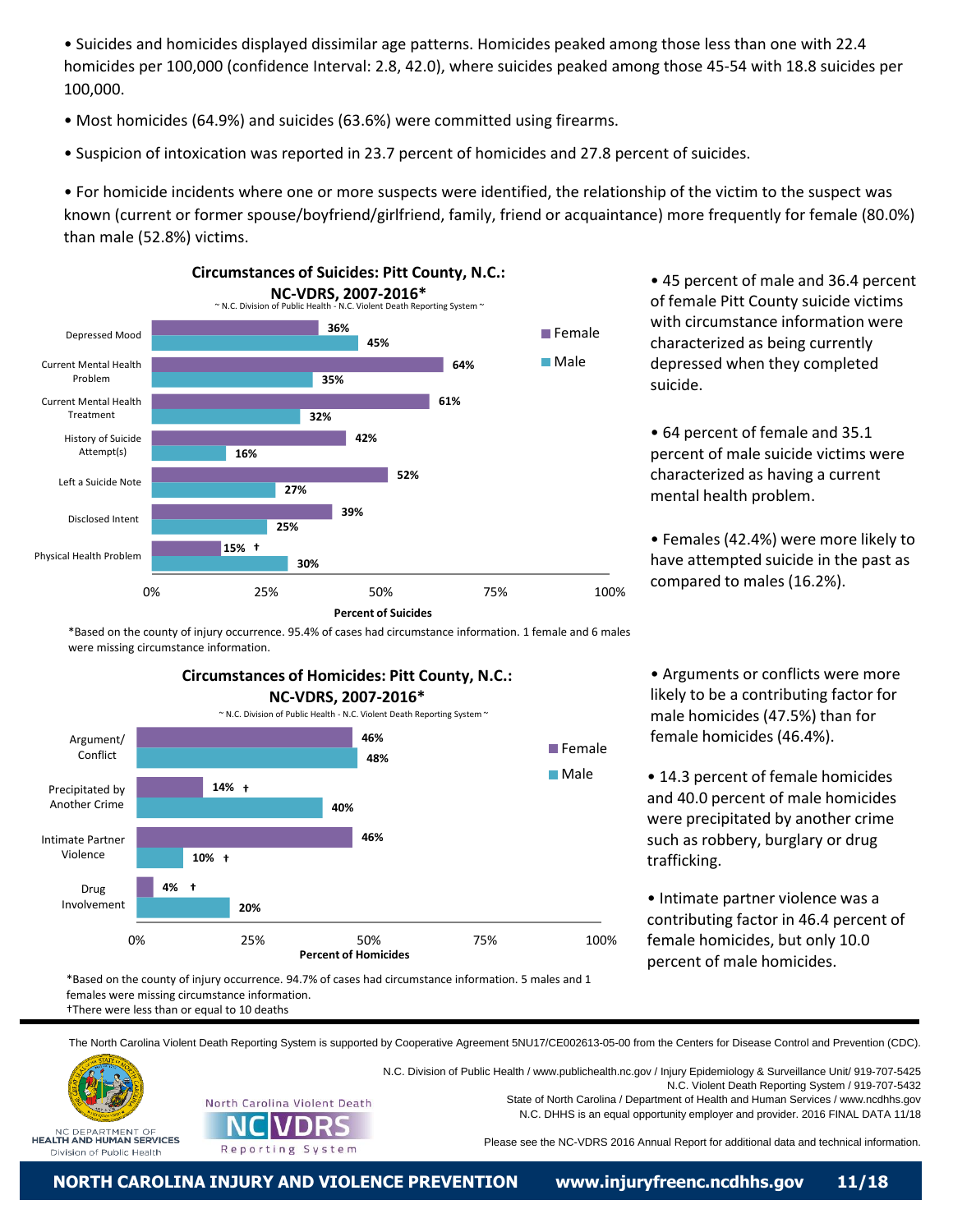- Suicides and homicides displayed dissimilar age patterns. Homicides peaked among those less than one with 22.4 homicides per 100,000 (confidence Interval: 2.8, 42.0), where suicides peaked among those 45-54 with 18.8 suicides per 100,000.
- Most homicides (64.9%) and suicides (63.6%) were committed using firearms.
- Suspicion of intoxication was reported in 23.7 percent of homicides and 27.8 percent of suicides.
- For homicide incidents where one or more suspects were identified, the relationship of the victim to the suspect was known (current or former spouse/boyfriend/girlfriend, family, friend or acquaintance) more frequently for female (80.0%) than male (52.8%) victims.

**Circumstances of Suicides: Pitt County, N.C.: NC-VDRS, 2007-2016***

~ N.C. Division of Public Health - N.C. Violent Death Reporting System ~

Female
Male

Depressed Mood: 36%, 45%
Current Mental Health Problem: 64%, 35%
Current Mental Health Treatment: 61%, 32%
History of Suicide Attempt(s): 42%, 16%
Left a Suicide Note: 52%, 27%
Disclosed Intent: 39%, 25%
Physical Health Problem: 15% †, 30%

0% 25% 50% 75% 100%

Percent of Suicides

*Based on the county of injury occurrence. 95.4% of cases had circumstance information. 1 female and 6 males were missing circumstance information.

- 45 percent of male and 36.4 percent of female Pitt County suicide victims with circumstance information were characterized as being currently depressed when they completed suicide.
- 64 percent of female and 35.1 percent of male suicide victims were characterized as having a current mental health problem.
- Females (42.4%) were more likely to have attempted suicide in the past as compared to males (16.2%).

**Circumstances of Homicides: Pitt County, N.C.: NC-VDRS, 2007-2016***

~ N.C. Division of Public Health - N.C. Violent Death Reporting System ~

Female
Male

Argument/ Conflict: 46%, 48%
Precipitated by Another Crime: 14% †, 40%
Intimate Partner Violence: 46%, 10% †
Drug Involvement: 4% †, 20%

0% 25% 50% 75% 100%

Percent of Homicides

*Based on the county of injury occurrence. 94.7% of cases had circumstance information. 5 males and 1 females were missing circumstance information.
†There were less than or equal to 10 deaths

- Arguments or conflicts were more likely to be a contributing factor for male homicides (47.5%) than for female homicides (46.4%).
- 14.3 percent of female homicides and 40.0 percent of male homicides were precipitated by another crime such as robbery, burglary or drug trafficking.
- Intimate partner violence was a contributing factor in 46.4 percent of female homicides, but only 10.0 percent of male homicides.

The North Carolina Violent Death Reporting System is supported by Cooperative Agreement 5NU17/CE002613-05-00 from the Centers for Disease Control and Prevention (CDC).

NC DEPARTMENT OF HEALTH AND HUMAN SERVICES
Division of Public Health

North Carolina Violent Death NC VDRS Reporting System

N.C. Division of Public Health / www.publichealth.nc.gov / Injury Epidemiology & Surveillance Unit/ 919-707-5425
N.C. Violent Death Reporting System / 919-707-5432
State of North Carolina / Department of Health and Human Services / www.ncdhhs.gov
N.C. DHHS is an equal opportunity employer and provider. 2016 FINAL DATA 11/18

Please see the NC-VDRS 2016 Annual Report for additional data and technical information.

NORTH CAROLINA INJURY AND VIOLENCE PREVENTION www.injuryfreenc.ncdhhs.gov 11/18